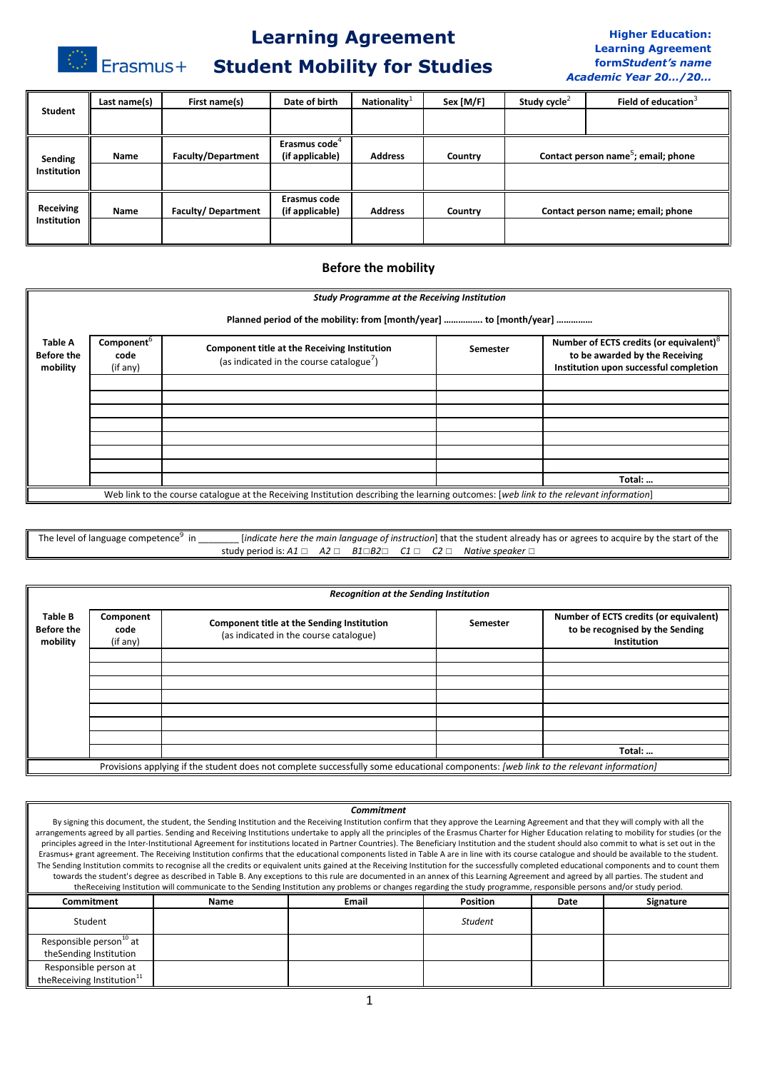# Learning Agreement
# Student Mobility for Studies

Erasmus+

**Higher Education:**
**Learning Agreement**
**form*Student's name***
***Academic Year 20…/20…***

| Student | Last name(s) | First name(s) | Date of birth | Nationality[1] | Sex [M/F] | Study cycle[2] | Field of education[3] |
|---|---|---|---|---|---|---|---|
| | | | | | | | |

| Sending Institution | Name | Faculty/Department | Erasmus code[4] (if applicable) | Address | Country | Contact person name[5]; email; phone |
|---|---|---|---|---|---|---|
| | | | | | | |

| Receiving Institution | Name | Faculty/ Department | Erasmus code (if applicable) | Address | Country | Contact person name; email; phone |
|---|---|---|---|---|---|---|
| | | | | | | |

## Before the mobility

***Study Programme at the Receiving Institution***

**Planned period of the mobility: from [month/year] ……………. to [month/year] ……………**

| Table A Before the mobility | Component[6] code (if any) | Component title at the Receiving Institution (as indicated in the course catalogue[7]) | Semester | Number of ECTS credits (or equivalent)[8] to be awarded by the Receiving Institution upon successful completion |
|---|---|---|---|---|
| | | | | |
| | | | | |
| | | | | |
| | | | | |
| | | | | |
| | | | | |
| | | | | |
| | | | | **Total: …** |

Web link to the course catalogue at the Receiving Institution describing the learning outcomes: [*web link to the relevant information*]

The level of language competence[9] in ________ [*indicate here the main language of instruction*] that the student already has or agrees to acquire by the start of the study period is: *A1* ☐ *A2* ☐ *B1*☐*B2*☐ *C1* ☐ *C2* ☐ *Native speaker* ☐

***Recognition at the Sending Institution***

| Table B Before the mobility | Component code (if any) | Component title at the Sending Institution (as indicated in the course catalogue) | Semester | Number of ECTS credits (or equivalent) to be recognised by the Sending Institution |
|---|---|---|---|---|
| | | | | |
| | | | | |
| | | | | |
| | | | | |
| | | | | |
| | | | | |
| | | | | |
| | | | | **Total: …** |

Provisions applying if the student does not complete successfully some educational components: *[web link to the relevant information]*

***Commitment***

By signing this document, the student, the Sending Institution and the Receiving Institution confirm that they approve the Learning Agreement and that they will comply with all the arrangements agreed by all parties. Sending and Receiving Institutions undertake to apply all the principles of the Erasmus Charter for Higher Education relating to mobility for studies (or the principles agreed in the Inter-Institutional Agreement for institutions located in Partner Countries). The Beneficiary Institution and the student should also commit to what is set out in the Erasmus+ grant agreement. The Receiving Institution confirms that the educational components listed in Table A are in line with its course catalogue and should be available to the student. The Sending Institution commits to recognise all the credits or equivalent units gained at the Receiving Institution for the successfully completed educational components and to count them towards the student's degree as described in Table B. Any exceptions to this rule are documented in an annex of this Learning Agreement and agreed by all parties. The student and theReceiving Institution will communicate to the Sending Institution any problems or changes regarding the study programme, responsible persons and/or study period.

| Commitment | Name | Email | Position | Date | Signature |
|---|---|---|---|---|---|
| Student | | | *Student* | | |
| Responsible person[10] at theSending Institution | | | | | |
| Responsible person at theReceiving Institution[11] | | | | | |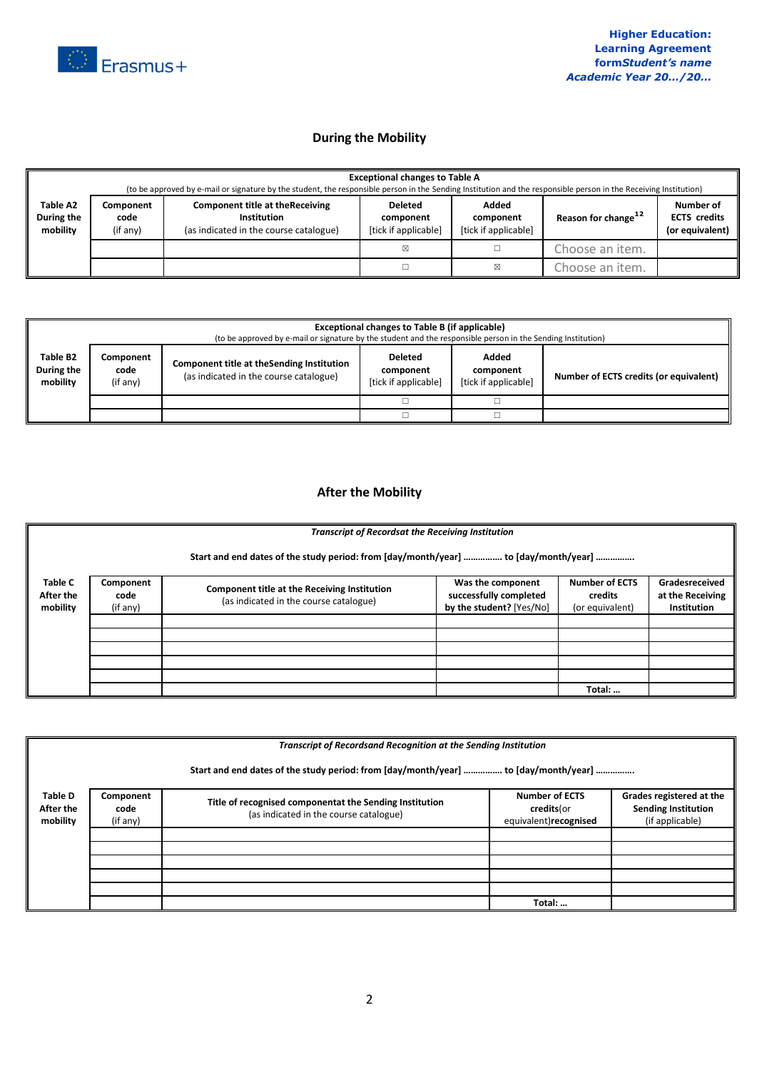## During the Mobility

| Exceptional changes to Table A (to be approved by e-mail or signature by the student, the responsible person in the Sending Institution and the responsible person in the Receiving Institution) | | | | | | |
|---|---|---|---|---|---|---|
| **Table A2 During the mobility** | **Component code** (if any) | **Component title at theReceiving Institution** (as indicated in the course catalogue) | **Deleted component** [tick if applicable] | **Added component** [tick if applicable] | **Reason for change**[12] | **Number of ECTS credits (or equivalent)** |
| | | | ☒ | ☐ | Choose an item. | |
| | | | ☐ | ☒ | Choose an item. | |

| Exceptional changes to Table B (if applicable) (to be approved by e-mail or signature by the student and the responsible person in the Sending Institution) | | | | | |
|---|---|---|---|---|---|
| **Table B2 During the mobility** | **Component code** (if any) | **Component title at theSending Institution** (as indicated in the course catalogue) | **Deleted component** [tick if applicable] | **Added component** [tick if applicable] | **Number of ECTS credits (or equivalent)** |
| | | | ☐ | ☐ | |
| | | | ☐ | ☐ | |

## After the Mobility

| *Transcript of Recordsat the Receiving Institution* **Start and end dates of the study period: from [day/month/year] ............... to [day/month/year] ...............** | | | | | |
|---|---|---|---|---|---|
| **Table C After the mobility** | **Component code** (if any) | **Component title at the Receiving Institution** (as indicated in the course catalogue) | **Was the component successfully completed by the student?** [Yes/No] | **Number of ECTS credits** (or equivalent) | **Gradesreceived at the Receiving Institution** |
| | | | | | |
| | | | | | |
| | | | | | |
| | | | | | |
| | | | | | |
| | | | | **Total: …** | |

| *Transcript of Recordsand Recognition at the Sending Institution* **Start and end dates of the study period: from [day/month/year] ............... to [day/month/year] ...............** | | | | |
|---|---|---|---|---|
| **Table D After the mobility** | **Component code** (if any) | **Title of recognised componentat the Sending Institution** (as indicated in the course catalogue) | **Number of ECTS credits**(or equivalent)**recognised** | **Grades registered at the Sending Institution** (if applicable) |
| | | | | |
| | | | | |
| | | | | |
| | | | | |
| | | | | |
| | | | **Total: …** | |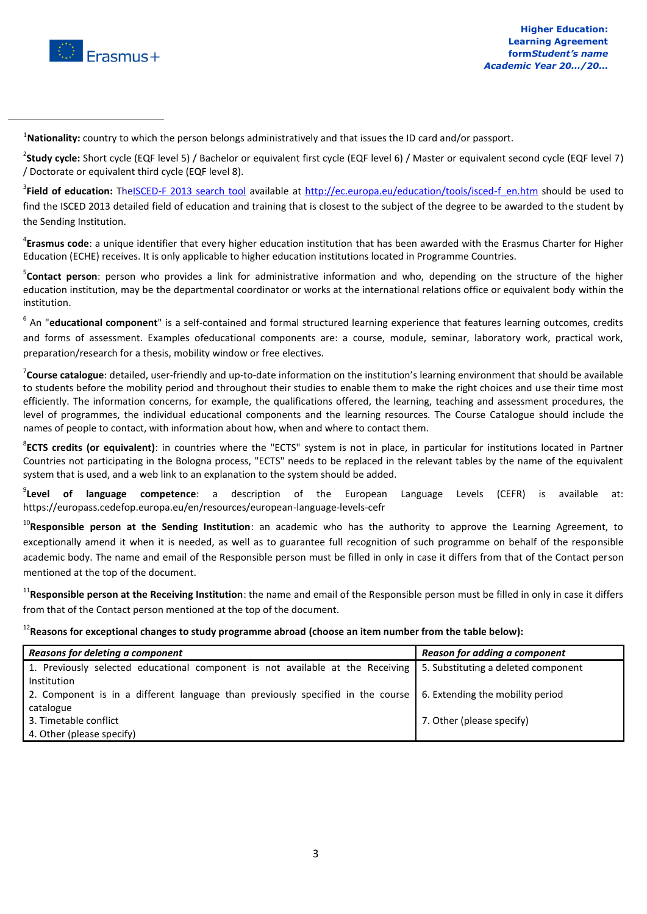[1]**Nationality:** country to which the person belongs administratively and that issues the ID card and/or passport.

[2]**Study cycle:** Short cycle (EQF level 5) / Bachelor or equivalent first cycle (EQF level 6) / Master or equivalent second cycle (EQF level 7) / Doctorate or equivalent third cycle (EQF level 8).

[3]**Field of education:** TheISCED-F 2013 search tool available at http://ec.europa.eu/education/tools/isced-f_en.htm should be used to find the ISCED 2013 detailed field of education and training that is closest to the subject of the degree to be awarded to the student by the Sending Institution.

[4]**Erasmus code**: a unique identifier that every higher education institution that has been awarded with the Erasmus Charter for Higher Education (ECHE) receives. It is only applicable to higher education institutions located in Programme Countries.

[5]**Contact person**: person who provides a link for administrative information and who, depending on the structure of the higher education institution, may be the departmental coordinator or works at the international relations office or equivalent body within the institution.

[6] An "**educational component**" is a self-contained and formal structured learning experience that features learning outcomes, credits and forms of assessment. Examples ofeducational components are: a course, module, seminar, laboratory work, practical work, preparation/research for a thesis, mobility window or free electives.

[7]**Course catalogue**: detailed, user-friendly and up-to-date information on the institution's learning environment that should be available to students before the mobility period and throughout their studies to enable them to make the right choices and use their time most efficiently. The information concerns, for example, the qualifications offered, the learning, teaching and assessment procedures, the level of programmes, the individual educational components and the learning resources. The Course Catalogue should include the names of people to contact, with information about how, when and where to contact them.

[8]**ECTS credits (or equivalent)**: in countries where the "ECTS" system is not in place, in particular for institutions located in Partner Countries not participating in the Bologna process, "ECTS" needs to be replaced in the relevant tables by the name of the equivalent system that is used, and a web link to an explanation to the system should be added.

[9]**Level of language competence**: a description of the European Language Levels (CEFR) is available at: https://europass.cedefop.europa.eu/en/resources/european-language-levels-cefr

[10]**Responsible person at the Sending Institution**: an academic who has the authority to approve the Learning Agreement, to exceptionally amend it when it is needed, as well as to guarantee full recognition of such programme on behalf of the responsible academic body. The name and email of the Responsible person must be filled in only in case it differs from that of the Contact person mentioned at the top of the document.

[11]**Responsible person at the Receiving Institution**: the name and email of the Responsible person must be filled in only in case it differs from that of the Contact person mentioned at the top of the document.

[12]**Reasons for exceptional changes to study programme abroad (choose an item number from the table below):**

| *Reasons for deleting a component* | *Reason for adding a component* |
|---|---|
| 1. Previously selected educational component is not available at the Receiving Institution | 5. Substituting a deleted component |
| 2. Component is in a different language than previously specified in the course catalogue | 6. Extending the mobility period |
| 3. Timetable conflict | 7. Other (please specify) |
| 4. Other (please specify) | |